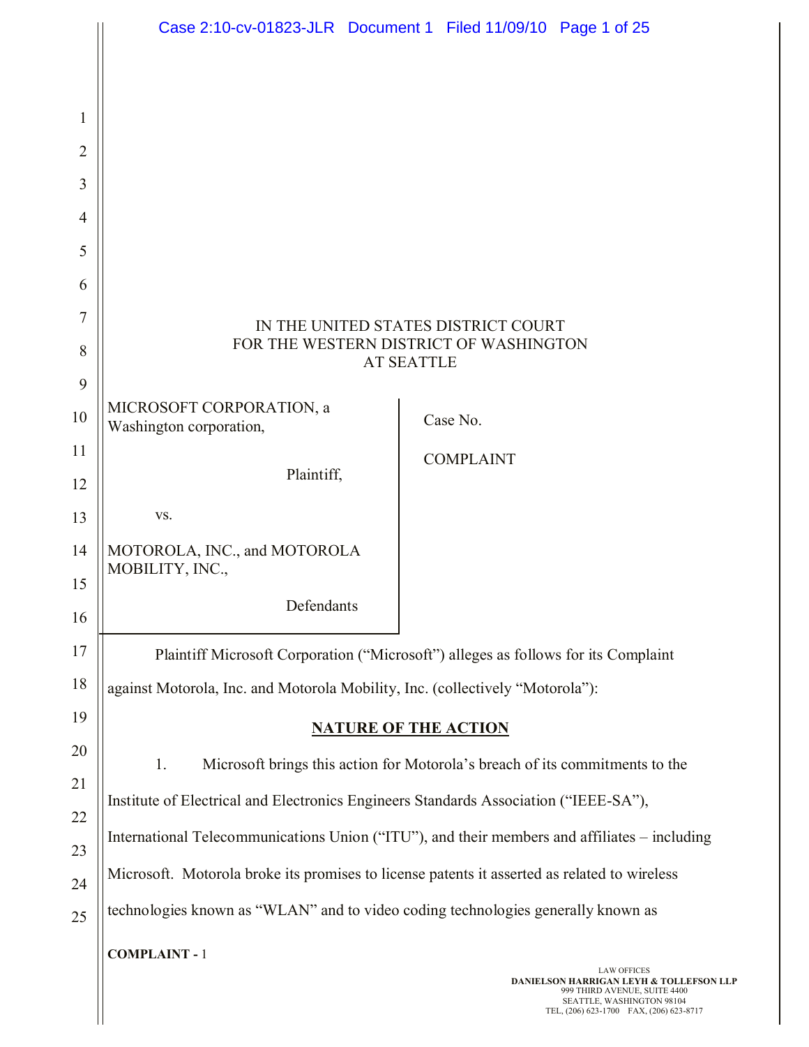IN THE UNITED STATES DISTRICT COURT
FOR THE WESTERN DISTRICT OF WASHINGTON
AT SEATTLE

| | |
|---|---|
| MICROSOFT CORPORATION, a Washington corporation,<br><br>Plaintiff,<br><br>vs.<br><br>MOTOROLA, INC., and MOTOROLA MOBILITY, INC.,<br><br>Defendants | Case No.<br><br>COMPLAINT |

Plaintiff Microsoft Corporation ("Microsoft") alleges as follows for its Complaint against Motorola, Inc. and Motorola Mobility, Inc. (collectively "Motorola"):

## NATURE OF THE ACTION

1. Microsoft brings this action for Motorola's breach of its commitments to the Institute of Electrical and Electronics Engineers Standards Association ("IEEE-SA"), International Telecommunications Union ("ITU"), and their members and affiliates – including Microsoft. Motorola broke its promises to license patents it asserted as related to wireless technologies known as "WLAN" and to video coding technologies generally known as

**COMPLAINT -** 1

LAW OFFICES
DANIELSON HARRIGAN LEYH & TOLLEFSON LLP
999 THIRD AVENUE, SUITE 4400
SEATTLE, WASHINGTON 98104
TEL, (206) 623-1700 FAX, (206) 623-8717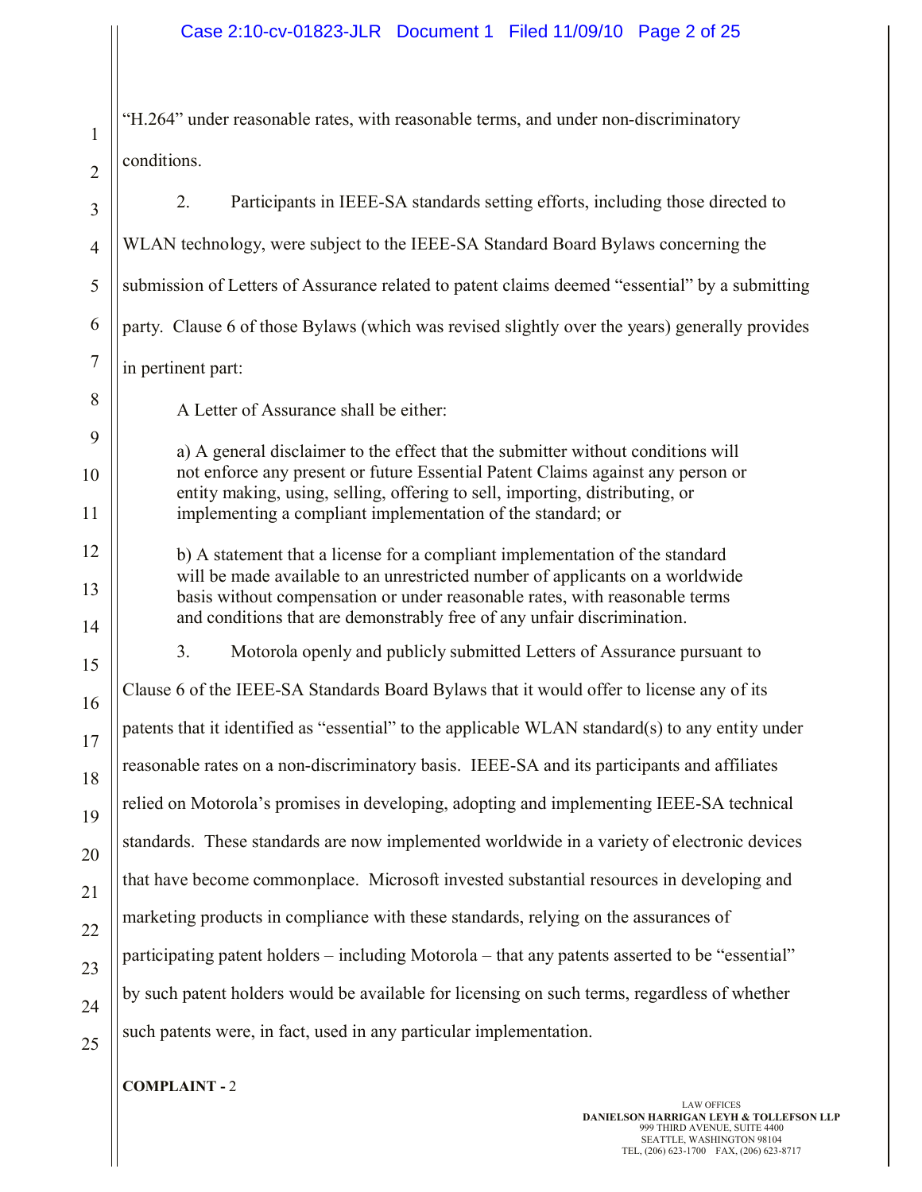"H.264" under reasonable rates, with reasonable terms, and under non-discriminatory conditions.

2. Participants in IEEE-SA standards setting efforts, including those directed to WLAN technology, were subject to the IEEE-SA Standard Board Bylaws concerning the submission of Letters of Assurance related to patent claims deemed "essential" by a submitting party. Clause 6 of those Bylaws (which was revised slightly over the years) generally provides in pertinent part:

> A Letter of Assurance shall be either:
>
> a) A general disclaimer to the effect that the submitter without conditions will not enforce any present or future Essential Patent Claims against any person or entity making, using, selling, offering to sell, importing, distributing, or implementing a compliant implementation of the standard; or
>
> b) A statement that a license for a compliant implementation of the standard will be made available to an unrestricted number of applicants on a worldwide basis without compensation or under reasonable rates, with reasonable terms and conditions that are demonstrably free of any unfair discrimination.

3. Motorola openly and publicly submitted Letters of Assurance pursuant to Clause 6 of the IEEE-SA Standards Board Bylaws that it would offer to license any of its patents that it identified as "essential" to the applicable WLAN standard(s) to any entity under reasonable rates on a non-discriminatory basis. IEEE-SA and its participants and affiliates relied on Motorola's promises in developing, adopting and implementing IEEE-SA technical standards. These standards are now implemented worldwide in a variety of electronic devices that have become commonplace. Microsoft invested substantial resources in developing and marketing products in compliance with these standards, relying on the assurances of participating patent holders – including Motorola – that any patents asserted to be "essential" by such patent holders would be available for licensing on such terms, regardless of whether such patents were, in fact, used in any particular implementation.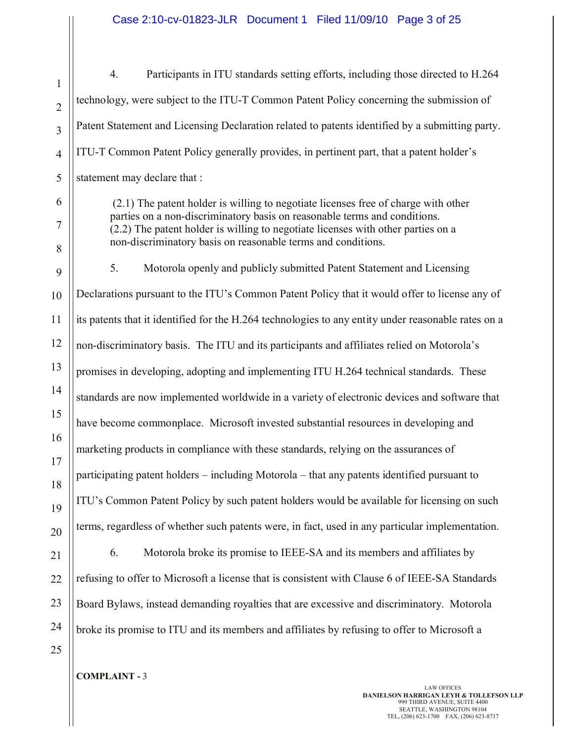4. Participants in ITU standards setting efforts, including those directed to H.264 technology, were subject to the ITU-T Common Patent Policy concerning the submission of Patent Statement and Licensing Declaration related to patents identified by a submitting party. ITU-T Common Patent Policy generally provides, in pertinent part, that a patent holder's statement may declare that :

> (2.1) The patent holder is willing to negotiate licenses free of charge with other parties on a non-discriminatory basis on reasonable terms and conditions.
> (2.2) The patent holder is willing to negotiate licenses with other parties on a non-discriminatory basis on reasonable terms and conditions.

5. Motorola openly and publicly submitted Patent Statement and Licensing Declarations pursuant to the ITU's Common Patent Policy that it would offer to license any of its patents that it identified for the H.264 technologies to any entity under reasonable rates on a non-discriminatory basis. The ITU and its participants and affiliates relied on Motorola's promises in developing, adopting and implementing ITU H.264 technical standards. These standards are now implemented worldwide in a variety of electronic devices and software that have become commonplace. Microsoft invested substantial resources in developing and marketing products in compliance with these standards, relying on the assurances of participating patent holders – including Motorola – that any patents identified pursuant to ITU's Common Patent Policy by such patent holders would be available for licensing on such terms, regardless of whether such patents were, in fact, used in any particular implementation.

6. Motorola broke its promise to IEEE-SA and its members and affiliates by refusing to offer to Microsoft a license that is consistent with Clause 6 of IEEE-SA Standards Board Bylaws, instead demanding royalties that are excessive and discriminatory. Motorola broke its promise to ITU and its members and affiliates by refusing to offer to Microsoft a

**COMPLAINT -** 3

LAW OFFICES
DANIELSON HARRIGAN LEYH & TOLLEFSON LLP
999 THIRD AVENUE, SUITE 4400
SEATTLE, WASHINGTON 98104
TEL, (206) 623-1700 FAX, (206) 623-8717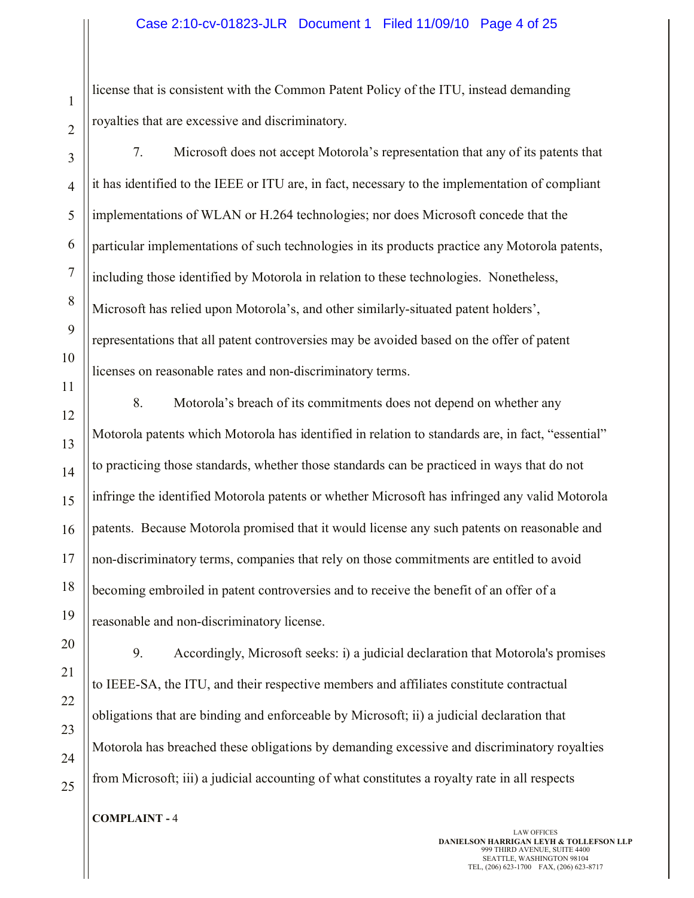license that is consistent with the Common Patent Policy of the ITU, instead demanding royalties that are excessive and discriminatory.

7. Microsoft does not accept Motorola's representation that any of its patents that it has identified to the IEEE or ITU are, in fact, necessary to the implementation of compliant implementations of WLAN or H.264 technologies; nor does Microsoft concede that the particular implementations of such technologies in its products practice any Motorola patents, including those identified by Motorola in relation to these technologies. Nonetheless, Microsoft has relied upon Motorola's, and other similarly-situated patent holders', representations that all patent controversies may be avoided based on the offer of patent licenses on reasonable rates and non-discriminatory terms.

8. Motorola's breach of its commitments does not depend on whether any Motorola patents which Motorola has identified in relation to standards are, in fact, "essential" to practicing those standards, whether those standards can be practiced in ways that do not infringe the identified Motorola patents or whether Microsoft has infringed any valid Motorola patents. Because Motorola promised that it would license any such patents on reasonable and non-discriminatory terms, companies that rely on those commitments are entitled to avoid becoming embroiled in patent controversies and to receive the benefit of an offer of a reasonable and non-discriminatory license.

9. Accordingly, Microsoft seeks: i) a judicial declaration that Motorola's promises to IEEE-SA, the ITU, and their respective members and affiliates constitute contractual obligations that are binding and enforceable by Microsoft; ii) a judicial declaration that Motorola has breached these obligations by demanding excessive and discriminatory royalties from Microsoft; iii) a judicial accounting of what constitutes a royalty rate in all respects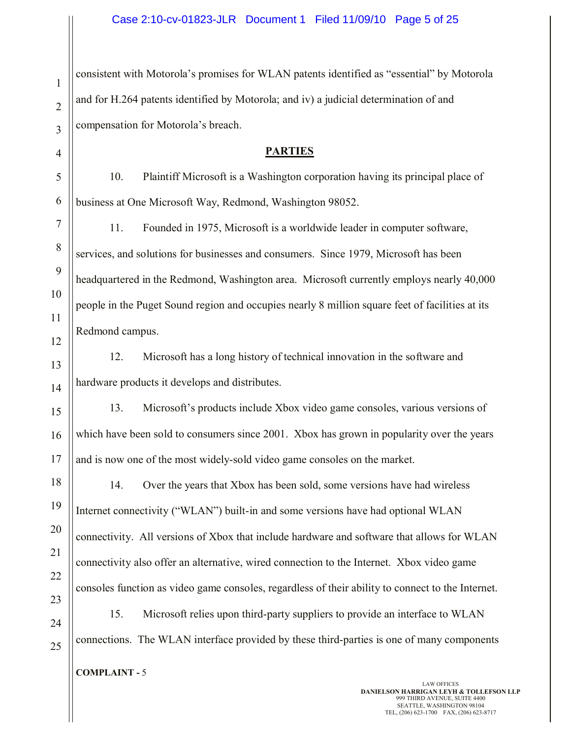consistent with Motorola's promises for WLAN patents identified as "essential" by Motorola and for H.264 patents identified by Motorola; and iv) a judicial determination of and compensation for Motorola's breach.

## PARTIES

10. Plaintiff Microsoft is a Washington corporation having its principal place of business at One Microsoft Way, Redmond, Washington 98052.

11. Founded in 1975, Microsoft is a worldwide leader in computer software, services, and solutions for businesses and consumers. Since 1979, Microsoft has been headquartered in the Redmond, Washington area. Microsoft currently employs nearly 40,000 people in the Puget Sound region and occupies nearly 8 million square feet of facilities at its Redmond campus.

12. Microsoft has a long history of technical innovation in the software and hardware products it develops and distributes.

13. Microsoft's products include Xbox video game consoles, various versions of which have been sold to consumers since 2001. Xbox has grown in popularity over the years and is now one of the most widely-sold video game consoles on the market.

14. Over the years that Xbox has been sold, some versions have had wireless Internet connectivity ("WLAN") built-in and some versions have had optional WLAN connectivity. All versions of Xbox that include hardware and software that allows for WLAN connectivity also offer an alternative, wired connection to the Internet. Xbox video game consoles function as video game consoles, regardless of their ability to connect to the Internet.

15. Microsoft relies upon third-party suppliers to provide an interface to WLAN connections. The WLAN interface provided by these third-parties is one of many components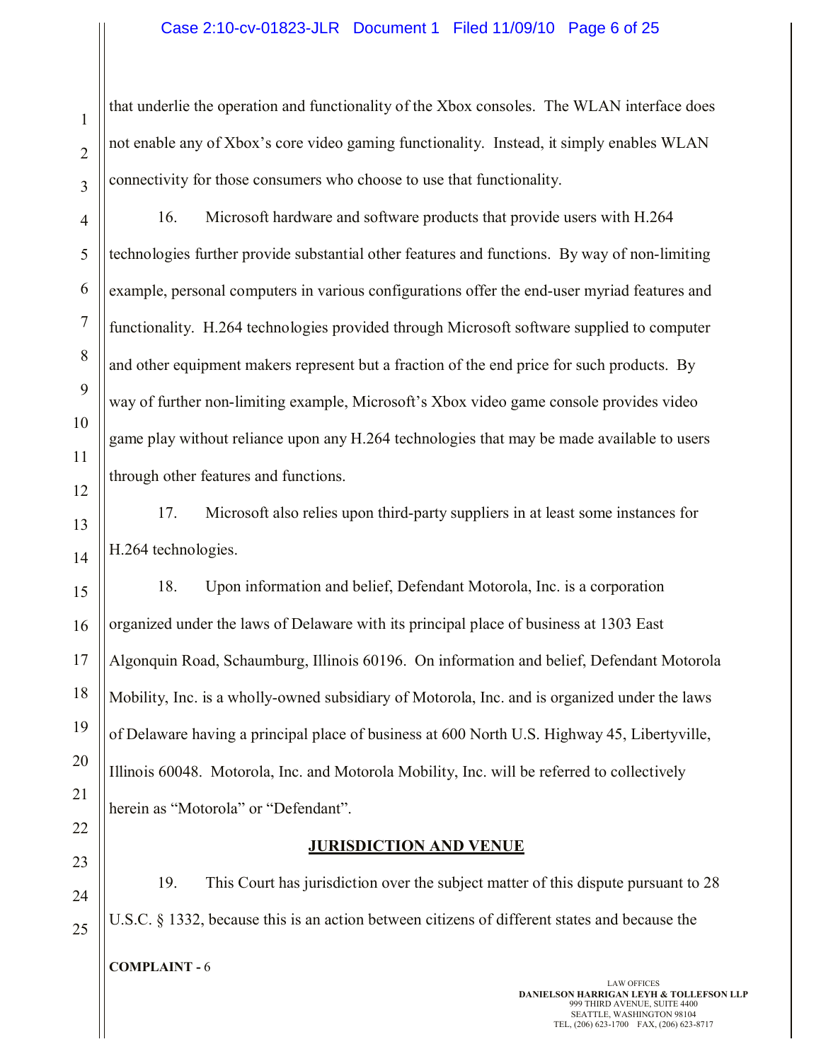that underlie the operation and functionality of the Xbox consoles. The WLAN interface does not enable any of Xbox's core video gaming functionality. Instead, it simply enables WLAN connectivity for those consumers who choose to use that functionality.

16. Microsoft hardware and software products that provide users with H.264 technologies further provide substantial other features and functions. By way of non-limiting example, personal computers in various configurations offer the end-user myriad features and functionality. H.264 technologies provided through Microsoft software supplied to computer and other equipment makers represent but a fraction of the end price for such products. By way of further non-limiting example, Microsoft's Xbox video game console provides video game play without reliance upon any H.264 technologies that may be made available to users through other features and functions.

17. Microsoft also relies upon third-party suppliers in at least some instances for H.264 technologies.

18. Upon information and belief, Defendant Motorola, Inc. is a corporation organized under the laws of Delaware with its principal place of business at 1303 East Algonquin Road, Schaumburg, Illinois 60196. On information and belief, Defendant Motorola Mobility, Inc. is a wholly-owned subsidiary of Motorola, Inc. and is organized under the laws of Delaware having a principal place of business at 600 North U.S. Highway 45, Libertyville, Illinois 60048. Motorola, Inc. and Motorola Mobility, Inc. will be referred to collectively herein as "Motorola" or "Defendant".

## JURISDICTION AND VENUE

19. This Court has jurisdiction over the subject matter of this dispute pursuant to 28 U.S.C. § 1332, because this is an action between citizens of different states and because the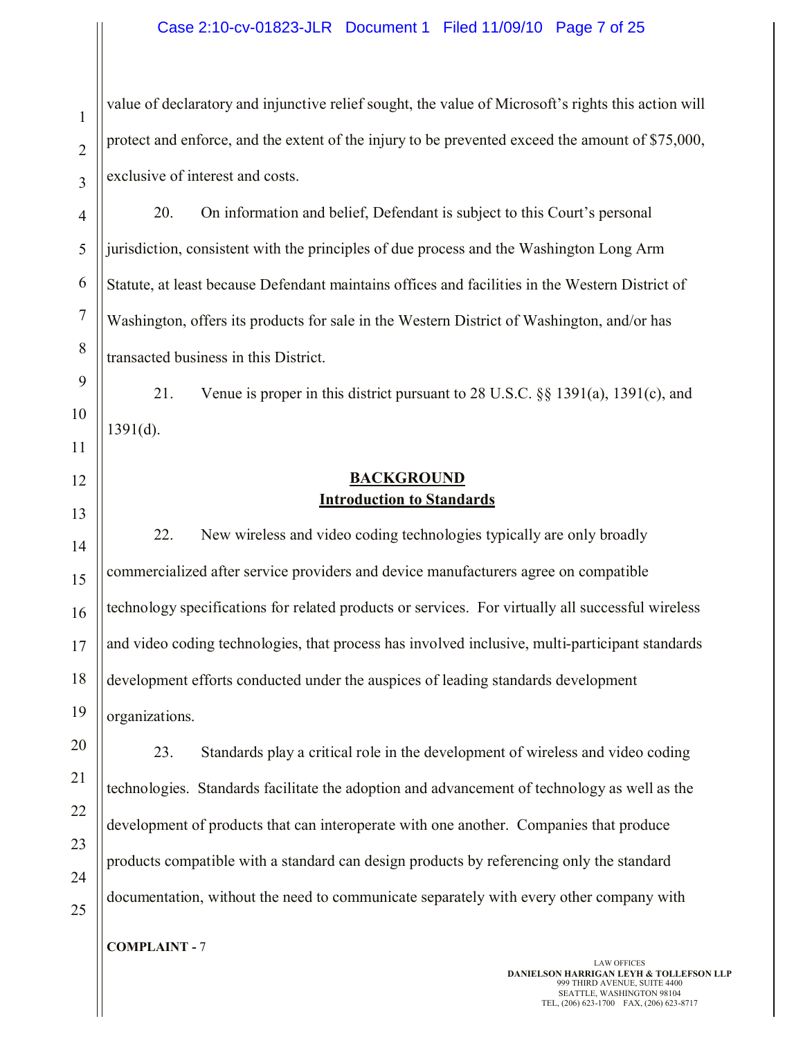value of declaratory and injunctive relief sought, the value of Microsoft's rights this action will protect and enforce, and the extent of the injury to be prevented exceed the amount of $75,000, exclusive of interest and costs.

20. On information and belief, Defendant is subject to this Court's personal jurisdiction, consistent with the principles of due process and the Washington Long Arm Statute, at least because Defendant maintains offices and facilities in the Western District of Washington, offers its products for sale in the Western District of Washington, and/or has transacted business in this District.

21. Venue is proper in this district pursuant to 28 U.S.C. §§ 1391(a), 1391(c), and 1391(d).

## BACKGROUND

### Introduction to Standards

22. New wireless and video coding technologies typically are only broadly commercialized after service providers and device manufacturers agree on compatible technology specifications for related products or services. For virtually all successful wireless and video coding technologies, that process has involved inclusive, multi-participant standards development efforts conducted under the auspices of leading standards development organizations.

23. Standards play a critical role in the development of wireless and video coding technologies. Standards facilitate the adoption and advancement of technology as well as the development of products that can interoperate with one another. Companies that produce products compatible with a standard can design products by referencing only the standard documentation, without the need to communicate separately with every other company with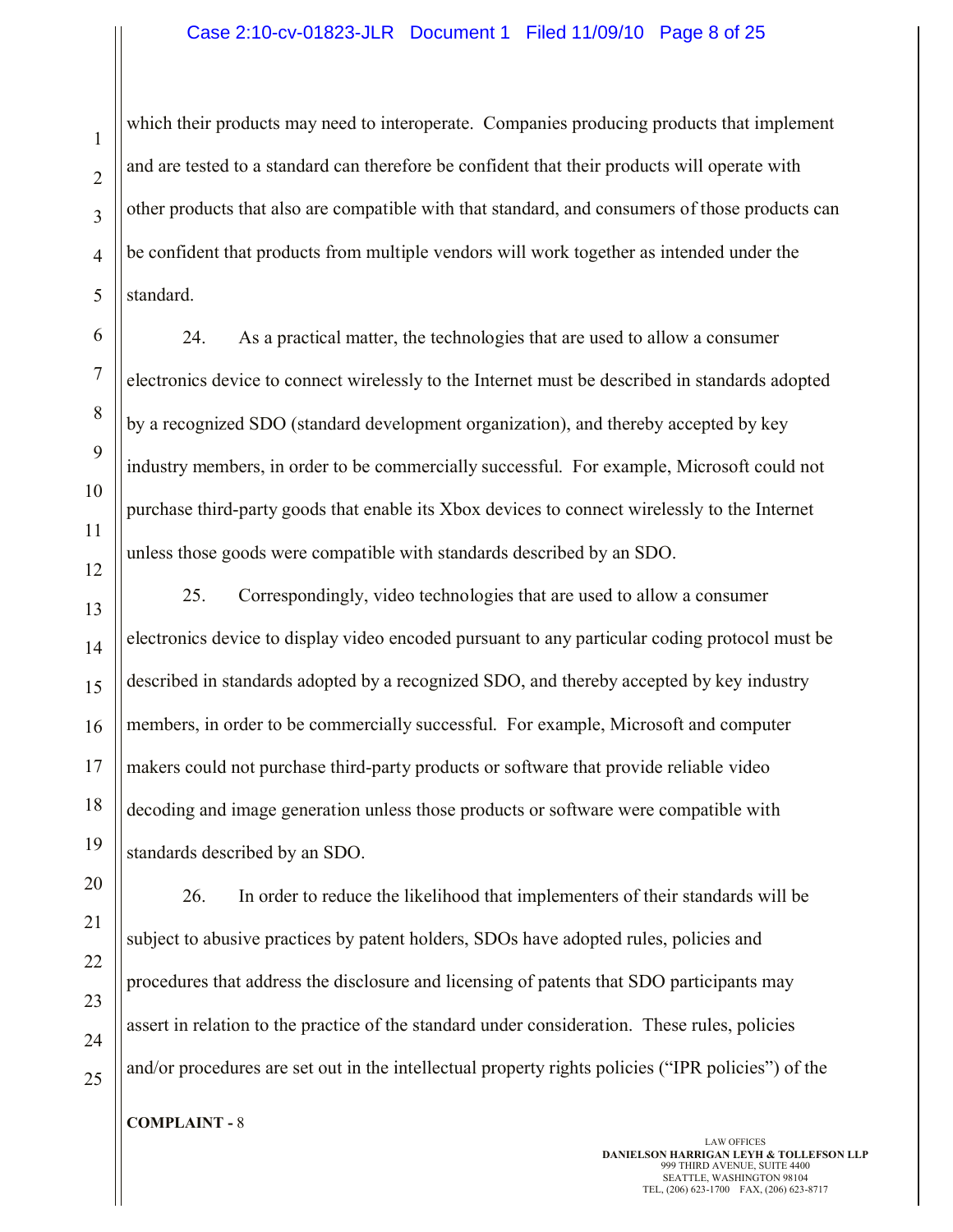which their products may need to interoperate. Companies producing products that implement and are tested to a standard can therefore be confident that their products will operate with other products that also are compatible with that standard, and consumers of those products can be confident that products from multiple vendors will work together as intended under the standard.

24. As a practical matter, the technologies that are used to allow a consumer electronics device to connect wirelessly to the Internet must be described in standards adopted by a recognized SDO (standard development organization), and thereby accepted by key industry members, in order to be commercially successful. For example, Microsoft could not purchase third-party goods that enable its Xbox devices to connect wirelessly to the Internet unless those goods were compatible with standards described by an SDO.

25. Correspondingly, video technologies that are used to allow a consumer electronics device to display video encoded pursuant to any particular coding protocol must be described in standards adopted by a recognized SDO, and thereby accepted by key industry members, in order to be commercially successful. For example, Microsoft and computer makers could not purchase third-party products or software that provide reliable video decoding and image generation unless those products or software were compatible with standards described by an SDO.

26. In order to reduce the likelihood that implementers of their standards will be subject to abusive practices by patent holders, SDOs have adopted rules, policies and procedures that address the disclosure and licensing of patents that SDO participants may assert in relation to the practice of the standard under consideration. These rules, policies and/or procedures are set out in the intellectual property rights policies ("IPR policies") of the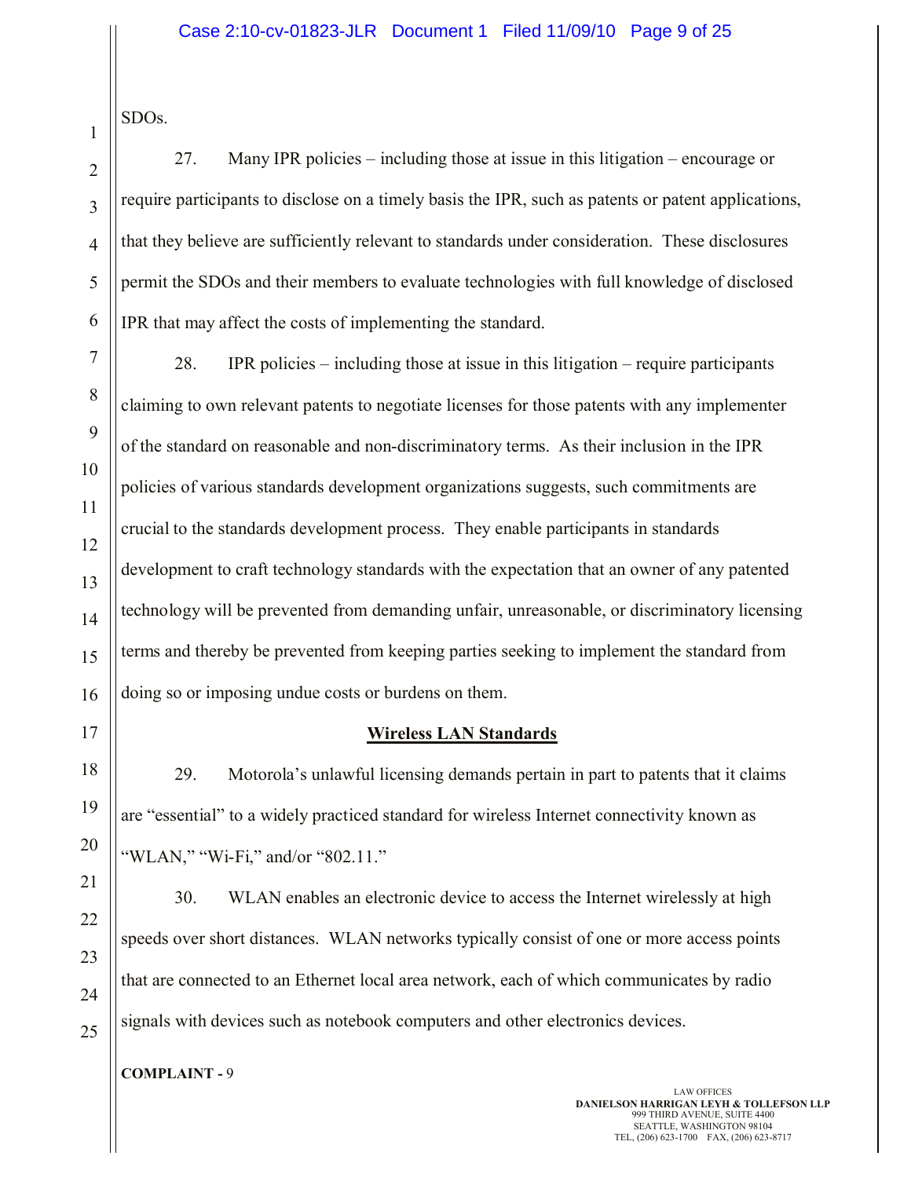SDOs.

27. Many IPR policies – including those at issue in this litigation – encourage or require participants to disclose on a timely basis the IPR, such as patents or patent applications, that they believe are sufficiently relevant to standards under consideration. These disclosures permit the SDOs and their members to evaluate technologies with full knowledge of disclosed IPR that may affect the costs of implementing the standard.

28. IPR policies – including those at issue in this litigation – require participants claiming to own relevant patents to negotiate licenses for those patents with any implementer of the standard on reasonable and non-discriminatory terms. As their inclusion in the IPR policies of various standards development organizations suggests, such commitments are crucial to the standards development process. They enable participants in standards development to craft technology standards with the expectation that an owner of any patented technology will be prevented from demanding unfair, unreasonable, or discriminatory licensing terms and thereby be prevented from keeping parties seeking to implement the standard from doing so or imposing undue costs or burdens on them.

## Wireless LAN Standards

29. Motorola's unlawful licensing demands pertain in part to patents that it claims are "essential" to a widely practiced standard for wireless Internet connectivity known as "WLAN," "Wi-Fi," and/or "802.11."

30. WLAN enables an electronic device to access the Internet wirelessly at high speeds over short distances. WLAN networks typically consist of one or more access points that are connected to an Ethernet local area network, each of which communicates by radio signals with devices such as notebook computers and other electronics devices.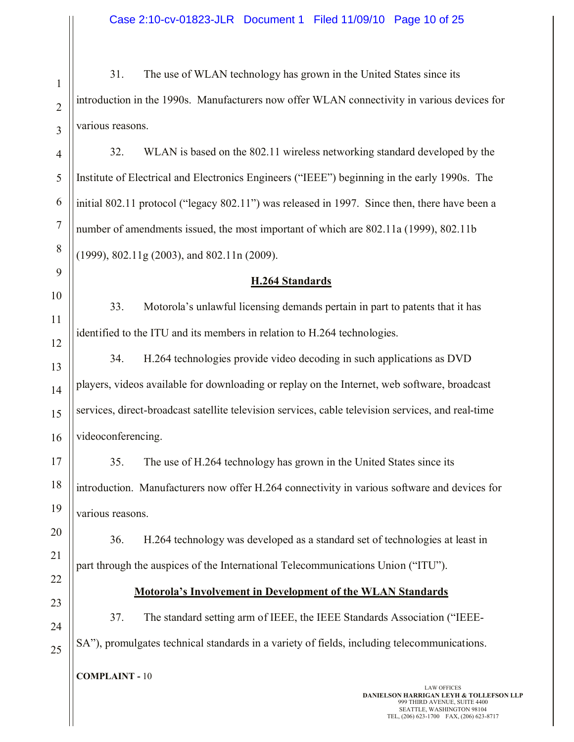31. The use of WLAN technology has grown in the United States since its introduction in the 1990s. Manufacturers now offer WLAN connectivity in various devices for various reasons.

32. WLAN is based on the 802.11 wireless networking standard developed by the Institute of Electrical and Electronics Engineers ("IEEE") beginning in the early 1990s. The initial 802.11 protocol ("legacy 802.11") was released in 1997. Since then, there have been a number of amendments issued, the most important of which are 802.11a (1999), 802.11b (1999), 802.11g (2003), and 802.11n (2009).

**H.264 Standards**

33. Motorola's unlawful licensing demands pertain in part to patents that it has identified to the ITU and its members in relation to H.264 technologies.

34. H.264 technologies provide video decoding in such applications as DVD players, videos available for downloading or replay on the Internet, web software, broadcast services, direct-broadcast satellite television services, cable television services, and real-time videoconferencing.

35. The use of H.264 technology has grown in the United States since its introduction. Manufacturers now offer H.264 connectivity in various software and devices for various reasons.

36. H.264 technology was developed as a standard set of technologies at least in part through the auspices of the International Telecommunications Union ("ITU").

**Motorola's Involvement in Development of the WLAN Standards**

37. The standard setting arm of IEEE, the IEEE Standards Association ("IEEE-SA"), promulgates technical standards in a variety of fields, including telecommunications.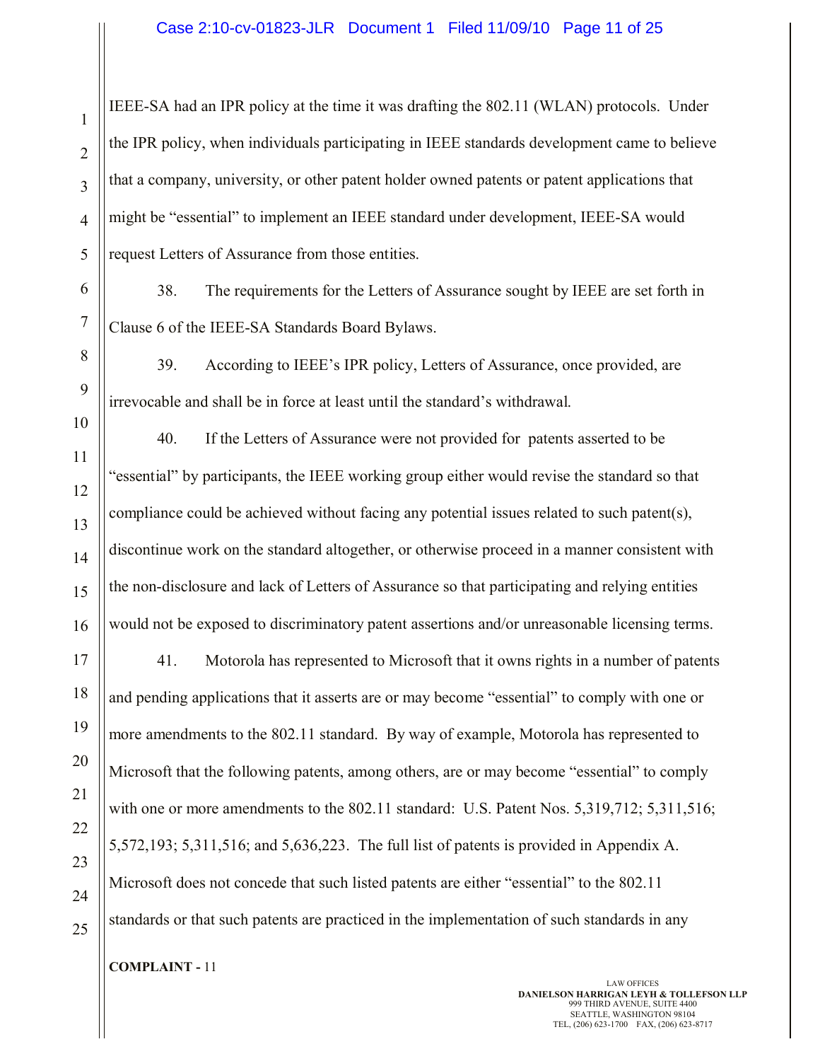IEEE-SA had an IPR policy at the time it was drafting the 802.11 (WLAN) protocols. Under the IPR policy, when individuals participating in IEEE standards development came to believe that a company, university, or other patent holder owned patents or patent applications that might be "essential" to implement an IEEE standard under development, IEEE-SA would request Letters of Assurance from those entities.

38. The requirements for the Letters of Assurance sought by IEEE are set forth in Clause 6 of the IEEE-SA Standards Board Bylaws.

39. According to IEEE's IPR policy, Letters of Assurance, once provided, are irrevocable and shall be in force at least until the standard's withdrawal.

40. If the Letters of Assurance were not provided for patents asserted to be "essential" by participants, the IEEE working group either would revise the standard so that compliance could be achieved without facing any potential issues related to such patent(s), discontinue work on the standard altogether, or otherwise proceed in a manner consistent with the non-disclosure and lack of Letters of Assurance so that participating and relying entities would not be exposed to discriminatory patent assertions and/or unreasonable licensing terms.

41. Motorola has represented to Microsoft that it owns rights in a number of patents and pending applications that it asserts are or may become "essential" to comply with one or more amendments to the 802.11 standard. By way of example, Motorola has represented to Microsoft that the following patents, among others, are or may become "essential" to comply with one or more amendments to the 802.11 standard: U.S. Patent Nos. 5,319,712; 5,311,516; 5,572,193; 5,311,516; and 5,636,223. The full list of patents is provided in Appendix A. Microsoft does not concede that such listed patents are either "essential" to the 802.11 standards or that such patents are practiced in the implementation of such standards in any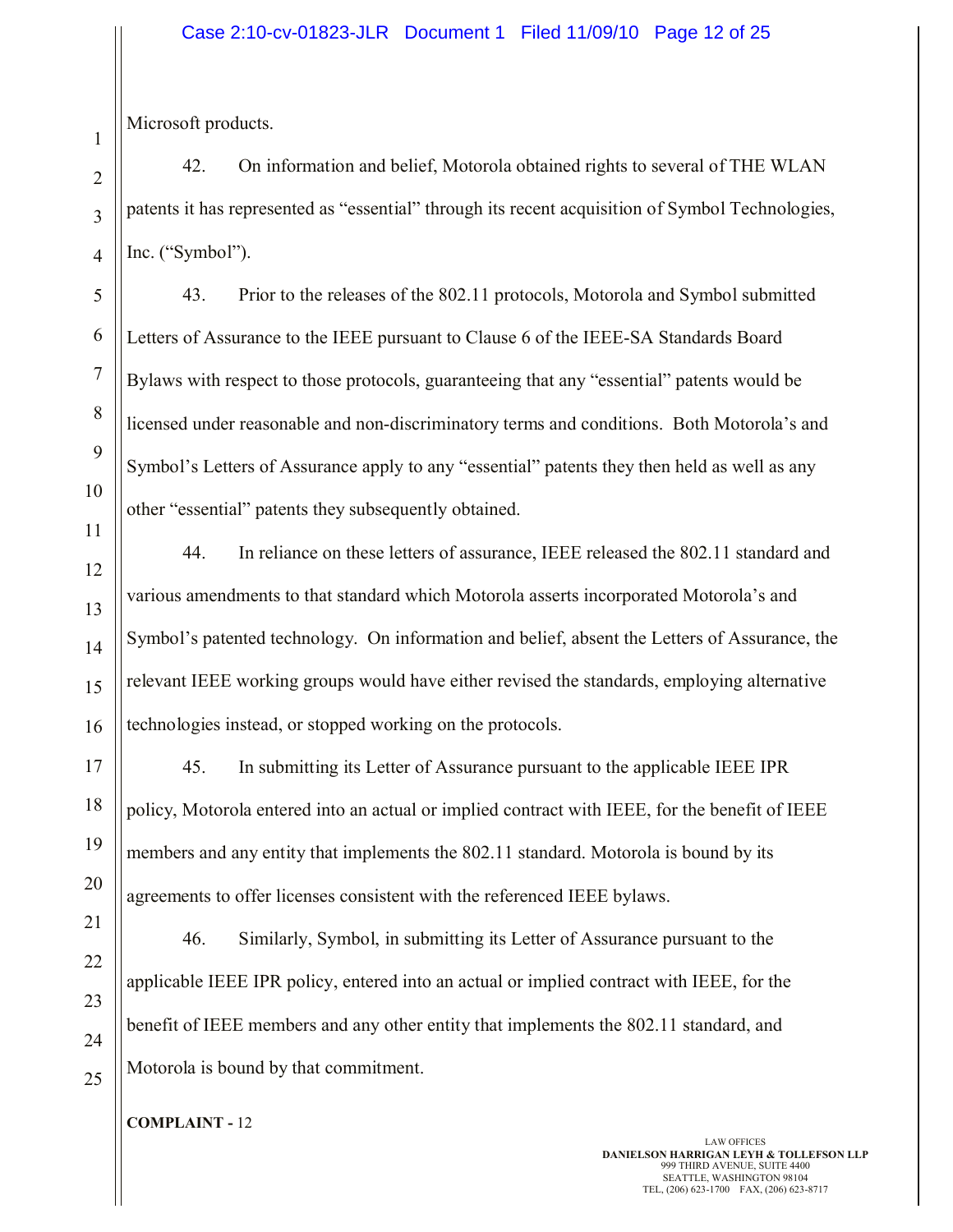Microsoft products.

42. On information and belief, Motorola obtained rights to several of THE WLAN patents it has represented as "essential" through its recent acquisition of Symbol Technologies, Inc. ("Symbol").

43. Prior to the releases of the 802.11 protocols, Motorola and Symbol submitted Letters of Assurance to the IEEE pursuant to Clause 6 of the IEEE-SA Standards Board Bylaws with respect to those protocols, guaranteeing that any "essential" patents would be licensed under reasonable and non-discriminatory terms and conditions. Both Motorola's and Symbol's Letters of Assurance apply to any "essential" patents they then held as well as any other "essential" patents they subsequently obtained.

44. In reliance on these letters of assurance, IEEE released the 802.11 standard and various amendments to that standard which Motorola asserts incorporated Motorola's and Symbol's patented technology. On information and belief, absent the Letters of Assurance, the relevant IEEE working groups would have either revised the standards, employing alternative technologies instead, or stopped working on the protocols.

45. In submitting its Letter of Assurance pursuant to the applicable IEEE IPR policy, Motorola entered into an actual or implied contract with IEEE, for the benefit of IEEE members and any entity that implements the 802.11 standard. Motorola is bound by its agreements to offer licenses consistent with the referenced IEEE bylaws.

46. Similarly, Symbol, in submitting its Letter of Assurance pursuant to the applicable IEEE IPR policy, entered into an actual or implied contract with IEEE, for the benefit of IEEE members and any other entity that implements the 802.11 standard, and Motorola is bound by that commitment.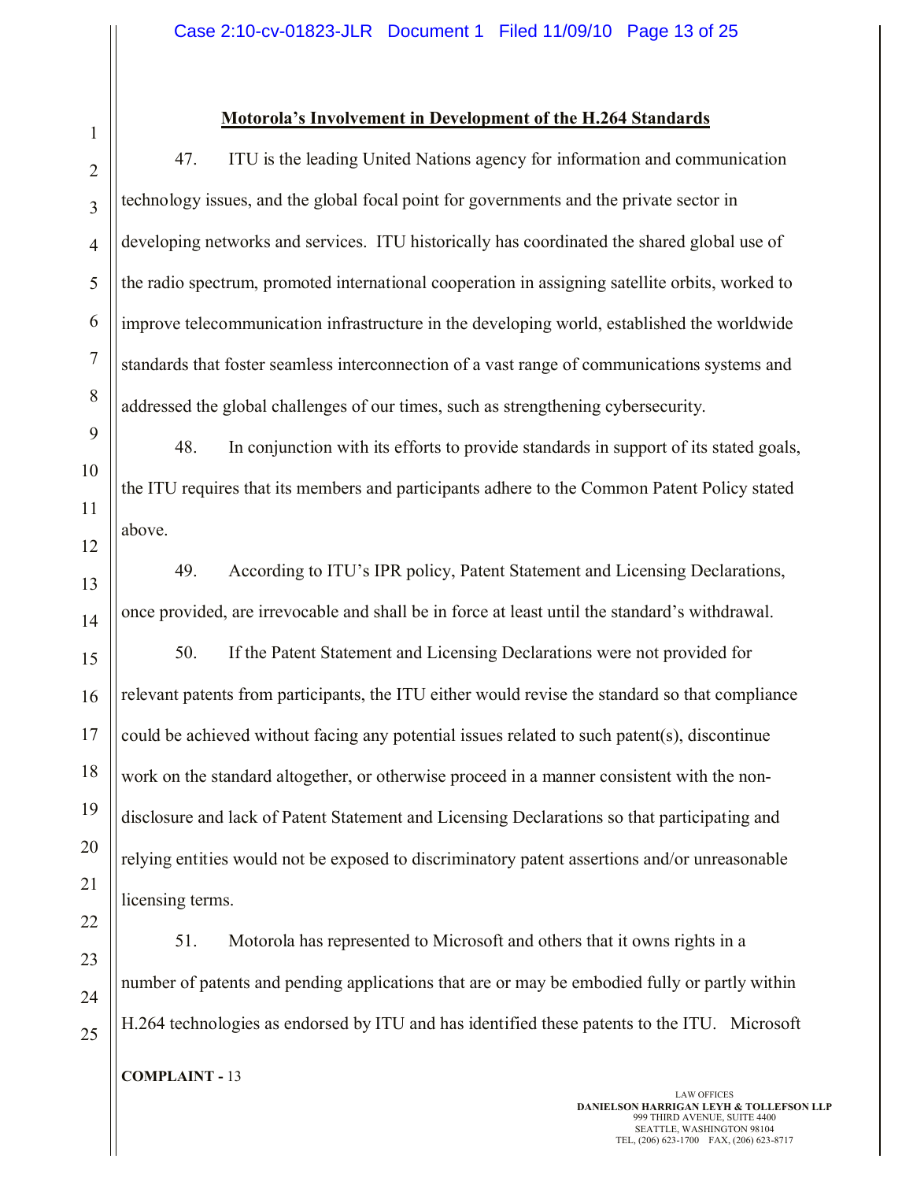## Motorola's Involvement in Development of the H.264 Standards

47. ITU is the leading United Nations agency for information and communication technology issues, and the global focal point for governments and the private sector in developing networks and services. ITU historically has coordinated the shared global use of the radio spectrum, promoted international cooperation in assigning satellite orbits, worked to improve telecommunication infrastructure in the developing world, established the worldwide standards that foster seamless interconnection of a vast range of communications systems and addressed the global challenges of our times, such as strengthening cybersecurity.

48. In conjunction with its efforts to provide standards in support of its stated goals, the ITU requires that its members and participants adhere to the Common Patent Policy stated above.

49. According to ITU's IPR policy, Patent Statement and Licensing Declarations, once provided, are irrevocable and shall be in force at least until the standard's withdrawal.

50. If the Patent Statement and Licensing Declarations were not provided for relevant patents from participants, the ITU either would revise the standard so that compliance could be achieved without facing any potential issues related to such patent(s), discontinue work on the standard altogether, or otherwise proceed in a manner consistent with the non-disclosure and lack of Patent Statement and Licensing Declarations so that participating and relying entities would not be exposed to discriminatory patent assertions and/or unreasonable licensing terms.

51. Motorola has represented to Microsoft and others that it owns rights in a number of patents and pending applications that are or may be embodied fully or partly within H.264 technologies as endorsed by ITU and has identified these patents to the ITU. Microsoft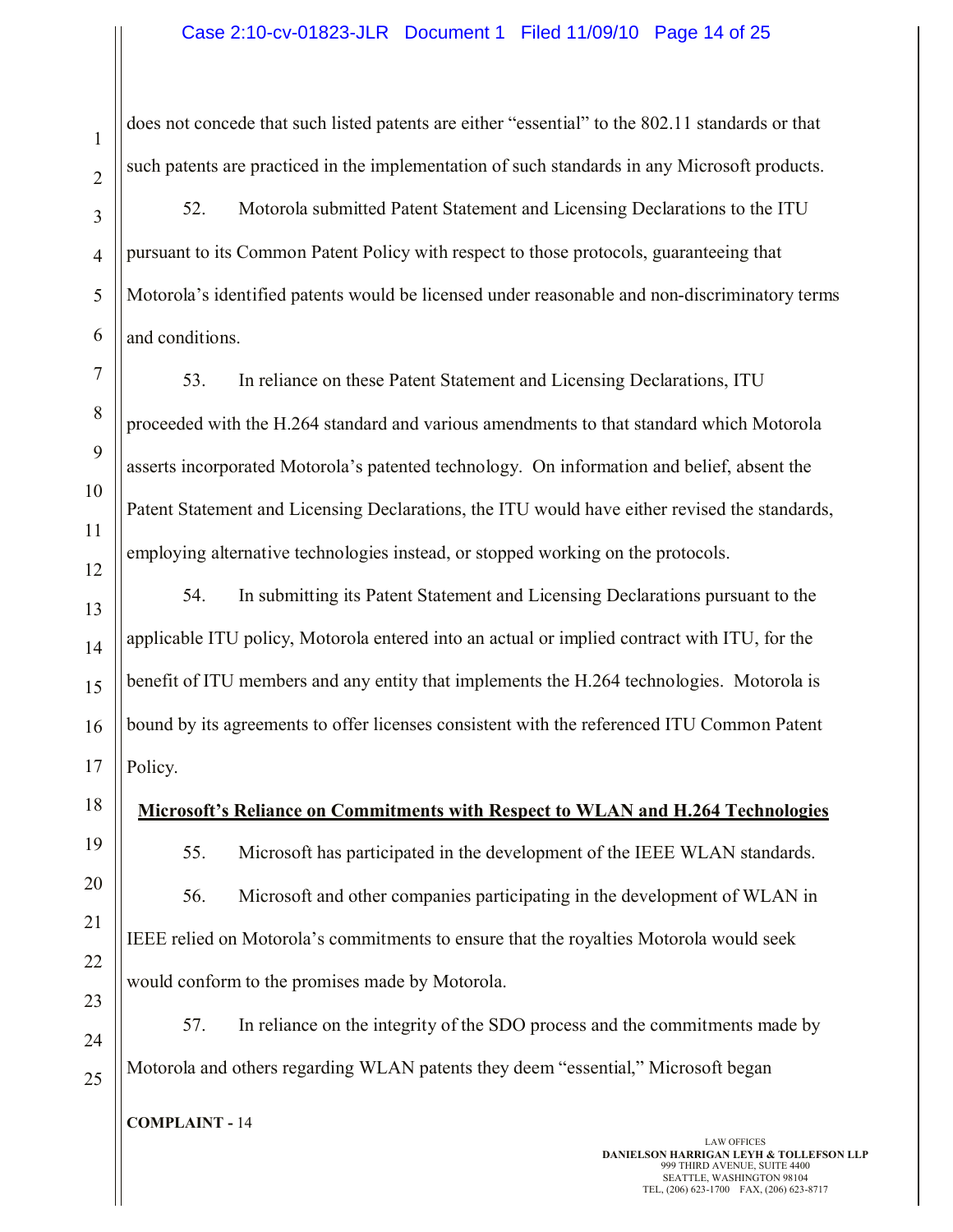does not concede that such listed patents are either "essential" to the 802.11 standards or that such patents are practiced in the implementation of such standards in any Microsoft products.

52. Motorola submitted Patent Statement and Licensing Declarations to the ITU pursuant to its Common Patent Policy with respect to those protocols, guaranteeing that Motorola's identified patents would be licensed under reasonable and non-discriminatory terms and conditions.

53. In reliance on these Patent Statement and Licensing Declarations, ITU proceeded with the H.264 standard and various amendments to that standard which Motorola asserts incorporated Motorola's patented technology. On information and belief, absent the Patent Statement and Licensing Declarations, the ITU would have either revised the standards, employing alternative technologies instead, or stopped working on the protocols.

54. In submitting its Patent Statement and Licensing Declarations pursuant to the applicable ITU policy, Motorola entered into an actual or implied contract with ITU, for the benefit of ITU members and any entity that implements the H.264 technologies. Motorola is bound by its agreements to offer licenses consistent with the referenced ITU Common Patent Policy.

**Microsoft's Reliance on Commitments with Respect to WLAN and H.264 Technologies**

55. Microsoft has participated in the development of the IEEE WLAN standards.

56. Microsoft and other companies participating in the development of WLAN in IEEE relied on Motorola's commitments to ensure that the royalties Motorola would seek would conform to the promises made by Motorola.

57. In reliance on the integrity of the SDO process and the commitments made by Motorola and others regarding WLAN patents they deem "essential," Microsoft began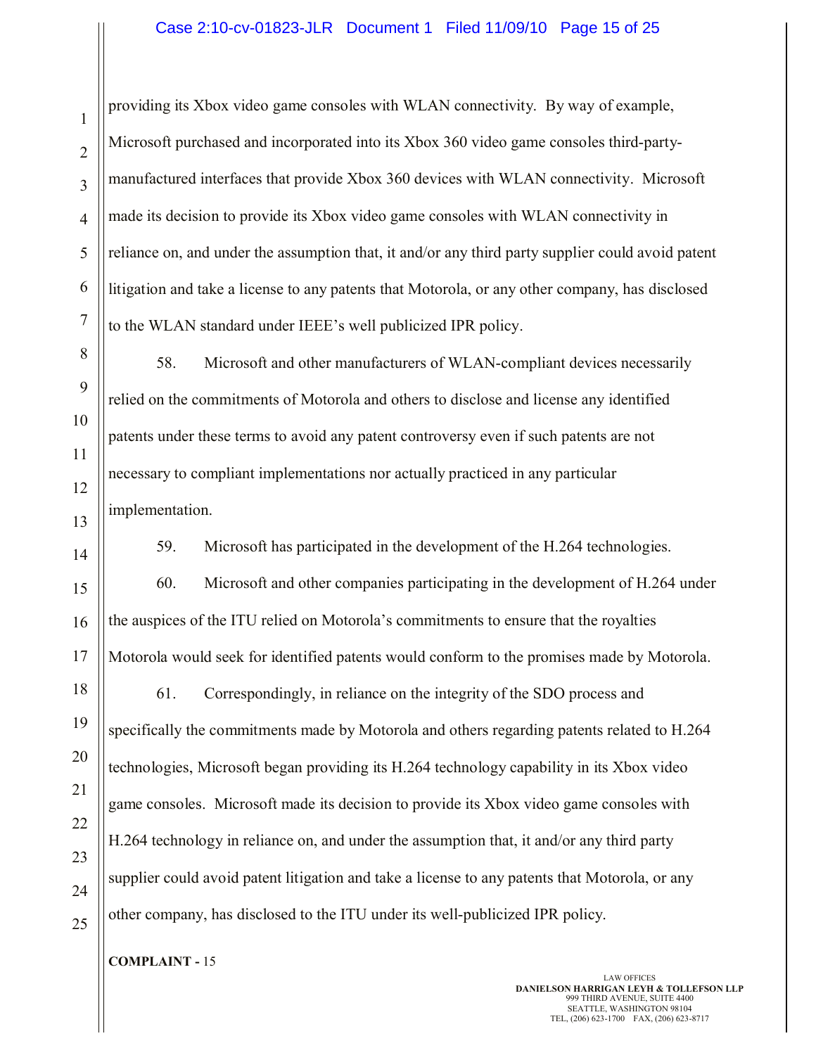providing its Xbox video game consoles with WLAN connectivity. By way of example, Microsoft purchased and incorporated into its Xbox 360 video game consoles third-party-manufactured interfaces that provide Xbox 360 devices with WLAN connectivity. Microsoft made its decision to provide its Xbox video game consoles with WLAN connectivity in reliance on, and under the assumption that, it and/or any third party supplier could avoid patent litigation and take a license to any patents that Motorola, or any other company, has disclosed to the WLAN standard under IEEE's well publicized IPR policy.

58. Microsoft and other manufacturers of WLAN-compliant devices necessarily relied on the commitments of Motorola and others to disclose and license any identified patents under these terms to avoid any patent controversy even if such patents are not necessary to compliant implementations nor actually practiced in any particular implementation.

59. Microsoft has participated in the development of the H.264 technologies.

60. Microsoft and other companies participating in the development of H.264 under the auspices of the ITU relied on Motorola's commitments to ensure that the royalties Motorola would seek for identified patents would conform to the promises made by Motorola.

61. Correspondingly, in reliance on the integrity of the SDO process and specifically the commitments made by Motorola and others regarding patents related to H.264 technologies, Microsoft began providing its H.264 technology capability in its Xbox video game consoles. Microsoft made its decision to provide its Xbox video game consoles with H.264 technology in reliance on, and under the assumption that, it and/or any third party supplier could avoid patent litigation and take a license to any patents that Motorola, or any other company, has disclosed to the ITU under its well-publicized IPR policy.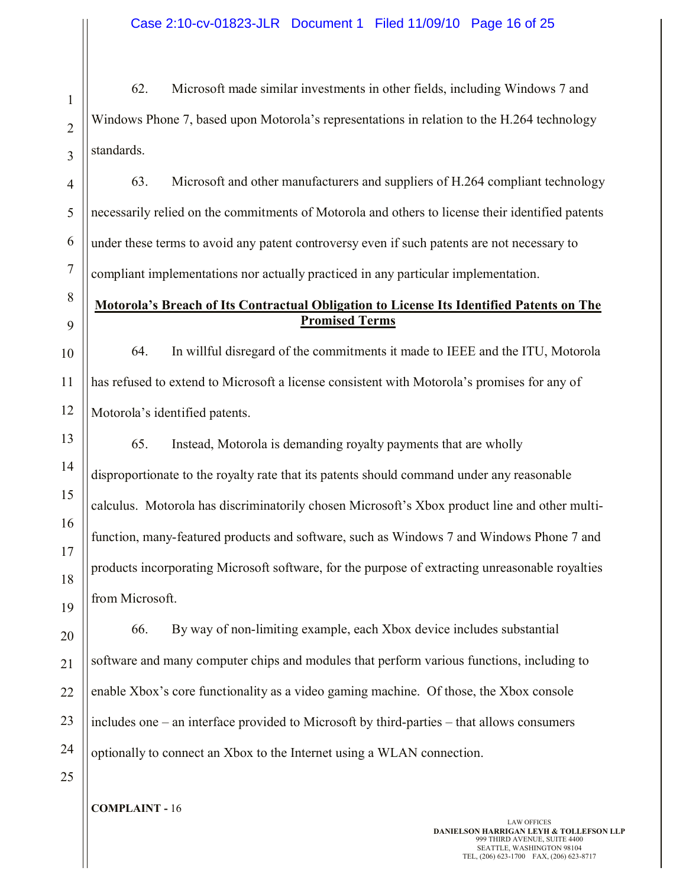62. Microsoft made similar investments in other fields, including Windows 7 and Windows Phone 7, based upon Motorola's representations in relation to the H.264 technology standards.

63. Microsoft and other manufacturers and suppliers of H.264 compliant technology necessarily relied on the commitments of Motorola and others to license their identified patents under these terms to avoid any patent controversy even if such patents are not necessary to compliant implementations nor actually practiced in any particular implementation.

**Motorola's Breach of Its Contractual Obligation to License Its Identified Patents on The Promised Terms**

64. In willful disregard of the commitments it made to IEEE and the ITU, Motorola has refused to extend to Microsoft a license consistent with Motorola's promises for any of Motorola's identified patents.

65. Instead, Motorola is demanding royalty payments that are wholly disproportionate to the royalty rate that its patents should command under any reasonable calculus. Motorola has discriminatorily chosen Microsoft's Xbox product line and other multi-function, many-featured products and software, such as Windows 7 and Windows Phone 7 and products incorporating Microsoft software, for the purpose of extracting unreasonable royalties from Microsoft.

66. By way of non-limiting example, each Xbox device includes substantial software and many computer chips and modules that perform various functions, including to enable Xbox's core functionality as a video gaming machine. Of those, the Xbox console includes one – an interface provided to Microsoft by third-parties – that allows consumers optionally to connect an Xbox to the Internet using a WLAN connection.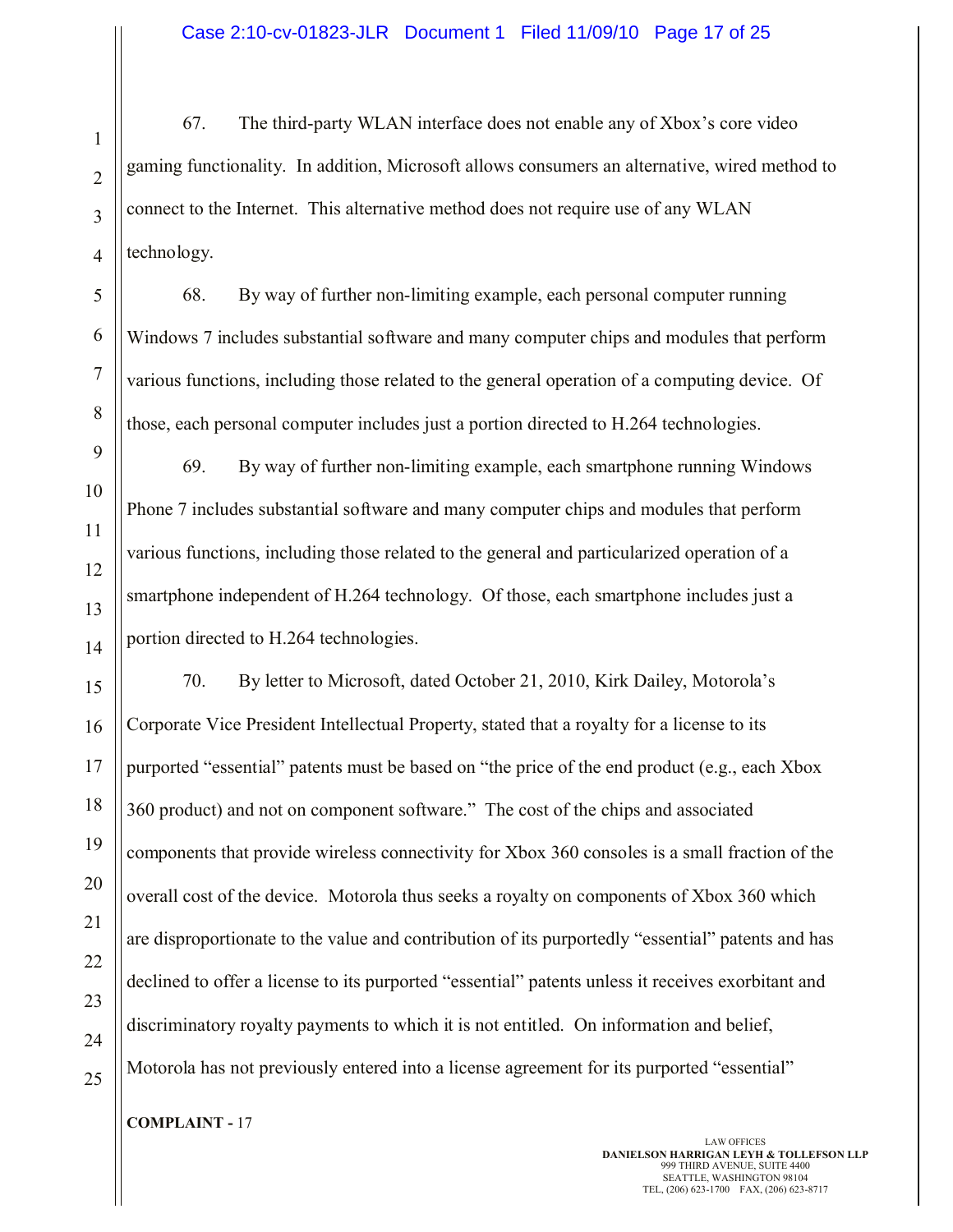67. The third-party WLAN interface does not enable any of Xbox's core video gaming functionality. In addition, Microsoft allows consumers an alternative, wired method to connect to the Internet. This alternative method does not require use of any WLAN technology.

68. By way of further non-limiting example, each personal computer running Windows 7 includes substantial software and many computer chips and modules that perform various functions, including those related to the general operation of a computing device. Of those, each personal computer includes just a portion directed to H.264 technologies.

69. By way of further non-limiting example, each smartphone running Windows Phone 7 includes substantial software and many computer chips and modules that perform various functions, including those related to the general and particularized operation of a smartphone independent of H.264 technology. Of those, each smartphone includes just a portion directed to H.264 technologies.

70. By letter to Microsoft, dated October 21, 2010, Kirk Dailey, Motorola's Corporate Vice President Intellectual Property, stated that a royalty for a license to its purported "essential" patents must be based on "the price of the end product (e.g., each Xbox 360 product) and not on component software." The cost of the chips and associated components that provide wireless connectivity for Xbox 360 consoles is a small fraction of the overall cost of the device. Motorola thus seeks a royalty on components of Xbox 360 which are disproportionate to the value and contribution of its purportedly "essential" patents and has declined to offer a license to its purported "essential" patents unless it receives exorbitant and discriminatory royalty payments to which it is not entitled. On information and belief, Motorola has not previously entered into a license agreement for its purported "essential"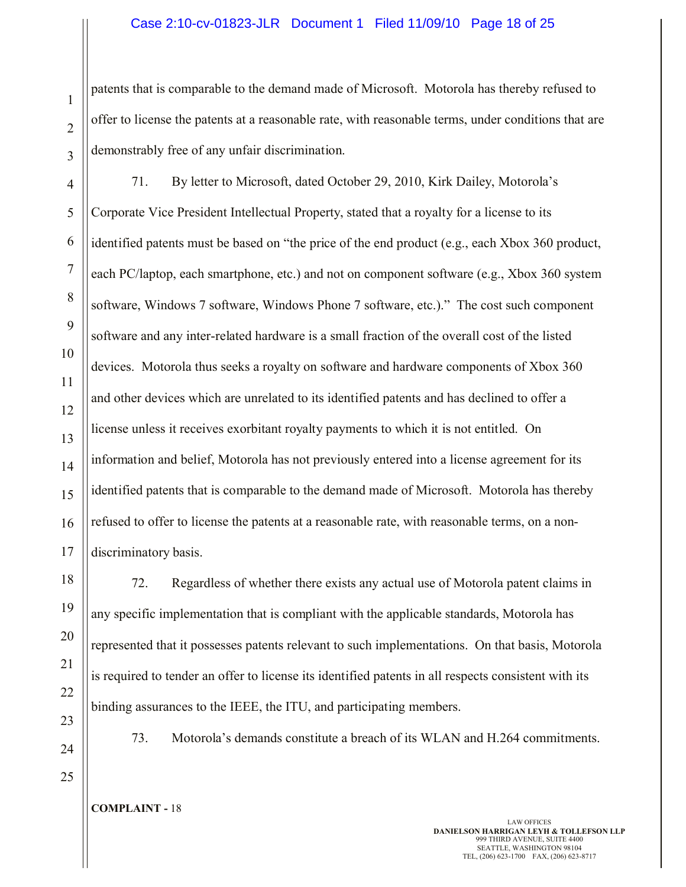patents that is comparable to the demand made of Microsoft. Motorola has thereby refused to offer to license the patents at a reasonable rate, with reasonable terms, under conditions that are demonstrably free of any unfair discrimination.

71. By letter to Microsoft, dated October 29, 2010, Kirk Dailey, Motorola's Corporate Vice President Intellectual Property, stated that a royalty for a license to its identified patents must be based on "the price of the end product (e.g., each Xbox 360 product, each PC/laptop, each smartphone, etc.) and not on component software (e.g., Xbox 360 system software, Windows 7 software, Windows Phone 7 software, etc.)." The cost such component software and any inter-related hardware is a small fraction of the overall cost of the listed devices. Motorola thus seeks a royalty on software and hardware components of Xbox 360 and other devices which are unrelated to its identified patents and has declined to offer a license unless it receives exorbitant royalty payments to which it is not entitled. On information and belief, Motorola has not previously entered into a license agreement for its identified patents that is comparable to the demand made of Microsoft. Motorola has thereby refused to offer to license the patents at a reasonable rate, with reasonable terms, on a non-discriminatory basis.

72. Regardless of whether there exists any actual use of Motorola patent claims in any specific implementation that is compliant with the applicable standards, Motorola has represented that it possesses patents relevant to such implementations. On that basis, Motorola is required to tender an offer to license its identified patents in all respects consistent with its binding assurances to the IEEE, the ITU, and participating members.

73. Motorola's demands constitute a breach of its WLAN and H.264 commitments.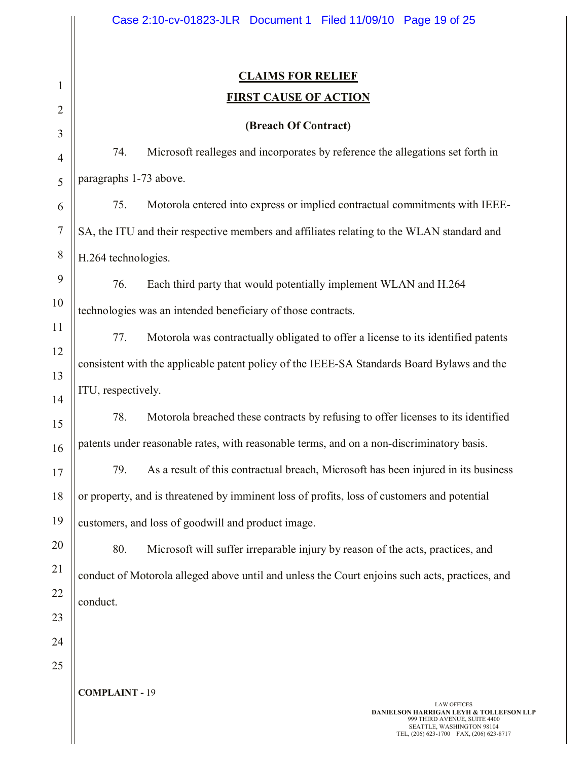## CLAIMS FOR RELIEF

## FIRST CAUSE OF ACTION

### (Breach Of Contract)

74. Microsoft realleges and incorporates by reference the allegations set forth in paragraphs 1-73 above.

75. Motorola entered into express or implied contractual commitments with IEEE-SA, the ITU and their respective members and affiliates relating to the WLAN standard and H.264 technologies.

76. Each third party that would potentially implement WLAN and H.264 technologies was an intended beneficiary of those contracts.

77. Motorola was contractually obligated to offer a license to its identified patents consistent with the applicable patent policy of the IEEE-SA Standards Board Bylaws and the ITU, respectively.

78. Motorola breached these contracts by refusing to offer licenses to its identified patents under reasonable rates, with reasonable terms, and on a non-discriminatory basis.

79. As a result of this contractual breach, Microsoft has been injured in its business or property, and is threatened by imminent loss of profits, loss of customers and potential customers, and loss of goodwill and product image.

80. Microsoft will suffer irreparable injury by reason of the acts, practices, and conduct of Motorola alleged above until and unless the Court enjoins such acts, practices, and conduct.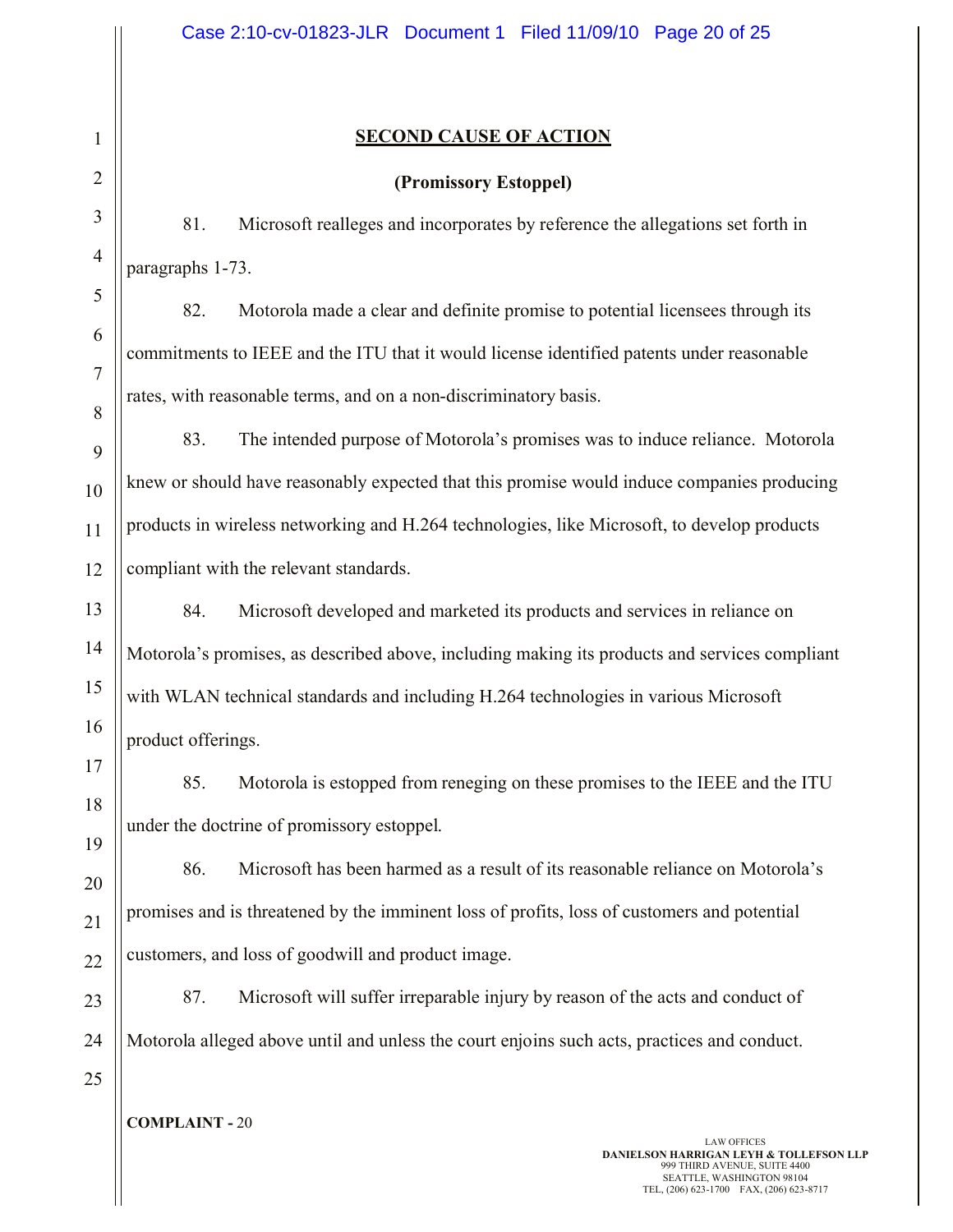## SECOND CAUSE OF ACTION

### (Promissory Estoppel)

81. Microsoft realleges and incorporates by reference the allegations set forth in paragraphs 1-73.

82. Motorola made a clear and definite promise to potential licensees through its commitments to IEEE and the ITU that it would license identified patents under reasonable rates, with reasonable terms, and on a non-discriminatory basis.

83. The intended purpose of Motorola's promises was to induce reliance. Motorola knew or should have reasonably expected that this promise would induce companies producing products in wireless networking and H.264 technologies, like Microsoft, to develop products compliant with the relevant standards.

84. Microsoft developed and marketed its products and services in reliance on Motorola's promises, as described above, including making its products and services compliant with WLAN technical standards and including H.264 technologies in various Microsoft product offerings.

85. Motorola is estopped from reneging on these promises to the IEEE and the ITU under the doctrine of promissory estoppel.

86. Microsoft has been harmed as a result of its reasonable reliance on Motorola's promises and is threatened by the imminent loss of profits, loss of customers and potential customers, and loss of goodwill and product image.

87. Microsoft will suffer irreparable injury by reason of the acts and conduct of Motorola alleged above until and unless the court enjoins such acts, practices and conduct.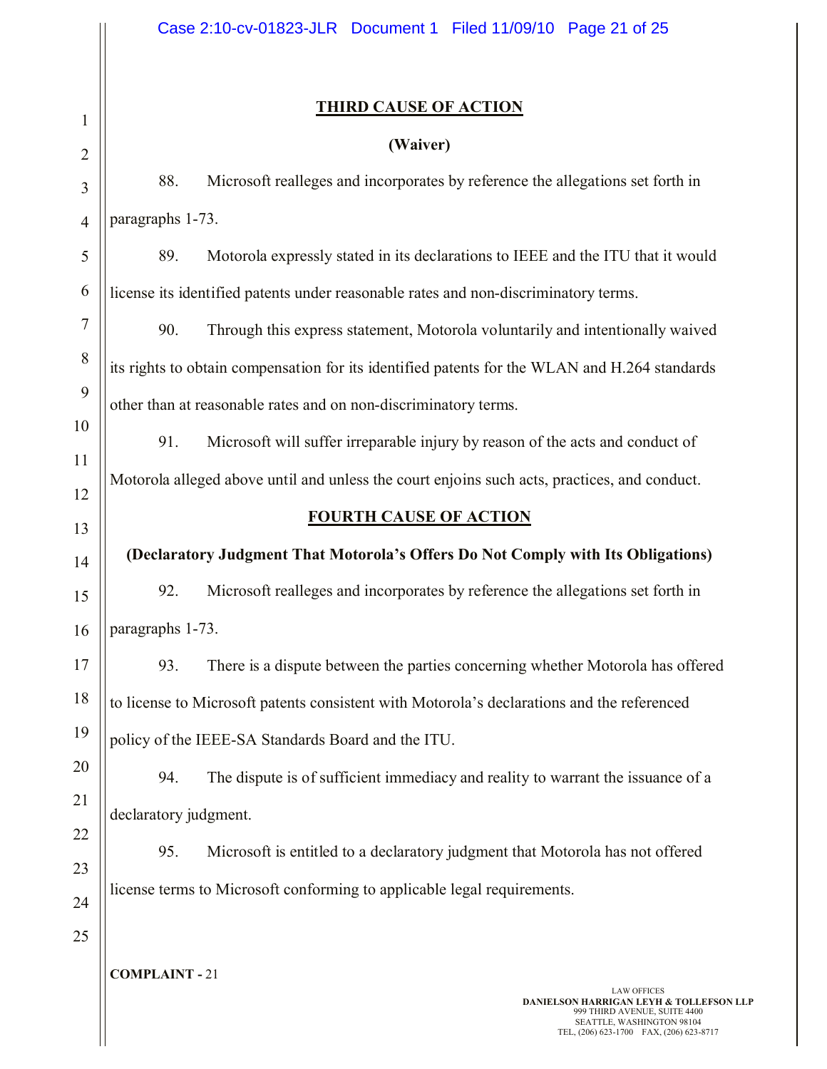## THIRD CAUSE OF ACTION

**(Waiver)**

88. Microsoft realleges and incorporates by reference the allegations set forth in paragraphs 1-73.

89. Motorola expressly stated in its declarations to IEEE and the ITU that it would license its identified patents under reasonable rates and non-discriminatory terms.

90. Through this express statement, Motorola voluntarily and intentionally waived its rights to obtain compensation for its identified patents for the WLAN and H.264 standards other than at reasonable rates and on non-discriminatory terms.

91. Microsoft will suffer irreparable injury by reason of the acts and conduct of Motorola alleged above until and unless the court enjoins such acts, practices, and conduct.

## FOURTH CAUSE OF ACTION

**(Declaratory Judgment That Motorola's Offers Do Not Comply with Its Obligations)**

92. Microsoft realleges and incorporates by reference the allegations set forth in paragraphs 1-73.

93. There is a dispute between the parties concerning whether Motorola has offered to license to Microsoft patents consistent with Motorola's declarations and the referenced policy of the IEEE-SA Standards Board and the ITU.

94. The dispute is of sufficient immediacy and reality to warrant the issuance of a declaratory judgment.

95. Microsoft is entitled to a declaratory judgment that Motorola has not offered license terms to Microsoft conforming to applicable legal requirements.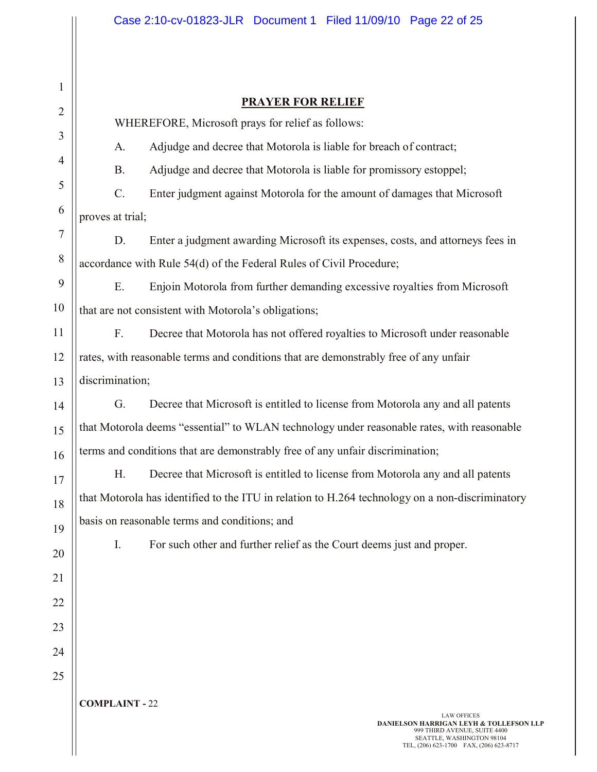## PRAYER FOR RELIEF

WHEREFORE, Microsoft prays for relief as follows:

A. Adjudge and decree that Motorola is liable for breach of contract;

B. Adjudge and decree that Motorola is liable for promissory estoppel;

C. Enter judgment against Motorola for the amount of damages that Microsoft proves at trial;

D. Enter a judgment awarding Microsoft its expenses, costs, and attorneys fees in accordance with Rule 54(d) of the Federal Rules of Civil Procedure;

E. Enjoin Motorola from further demanding excessive royalties from Microsoft that are not consistent with Motorola's obligations;

F. Decree that Motorola has not offered royalties to Microsoft under reasonable rates, with reasonable terms and conditions that are demonstrably free of any unfair discrimination;

G. Decree that Microsoft is entitled to license from Motorola any and all patents that Motorola deems "essential" to WLAN technology under reasonable rates, with reasonable terms and conditions that are demonstrably free of any unfair discrimination;

H. Decree that Microsoft is entitled to license from Motorola any and all patents that Motorola has identified to the ITU in relation to H.264 technology on a non-discriminatory basis on reasonable terms and conditions; and

I. For such other and further relief as the Court deems just and proper.

**COMPLAINT -** 22

LAW OFFICES
**DANIELSON HARRIGAN LEYH & TOLLEFSON LLP**
999 THIRD AVENUE, SUITE 4400
SEATTLE, WASHINGTON 98104
TEL, (206) 623-1700 FAX, (206) 623-8717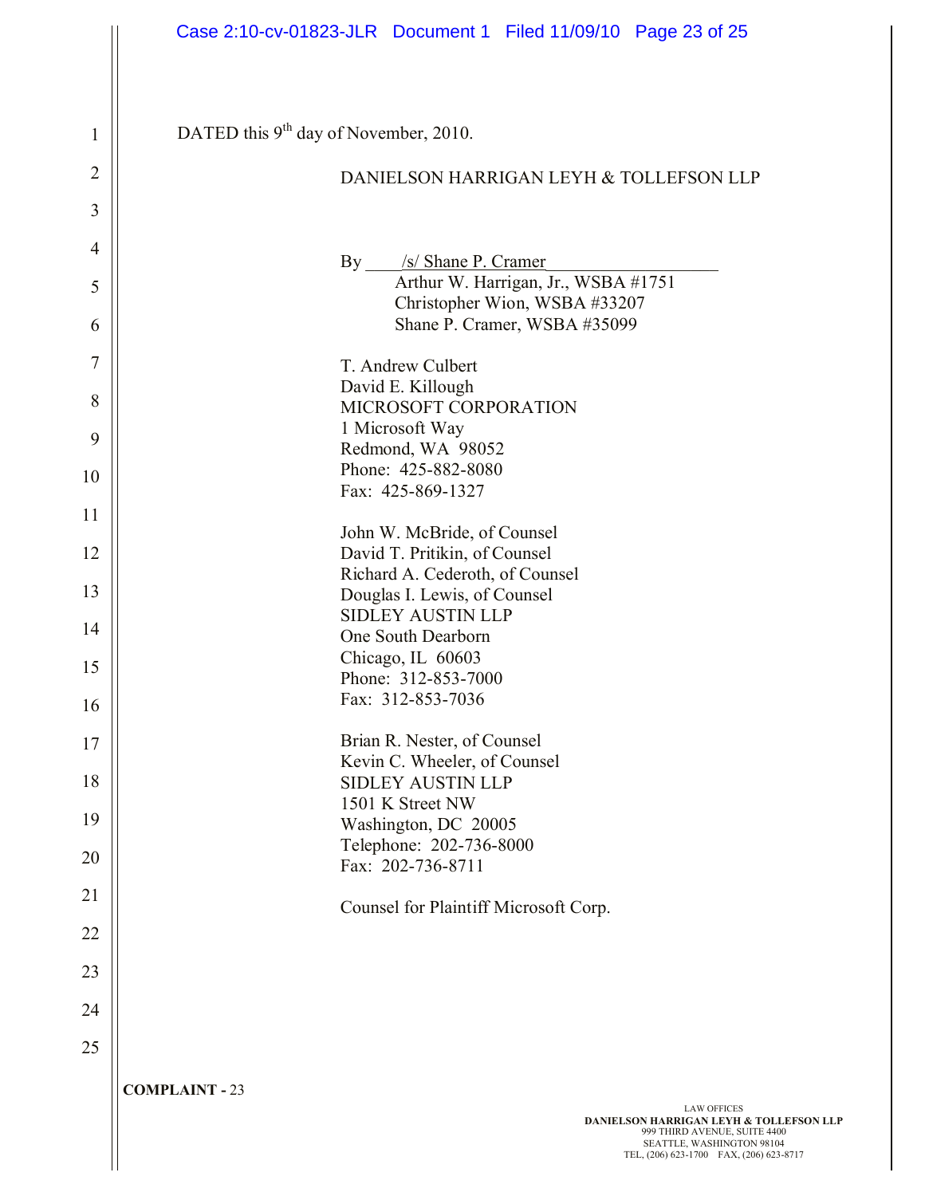DATED this 9th day of November, 2010.

DANIELSON HARRIGAN LEYH & TOLLEFSON LLP

By /s/ Shane P. Cramer
Arthur W. Harrigan, Jr., WSBA #1751
Christopher Wion, WSBA #33207
Shane P. Cramer, WSBA #35099

T. Andrew Culbert
David E. Killough
MICROSOFT CORPORATION
1 Microsoft Way
Redmond, WA 98052
Phone: 425-882-8080
Fax: 425-869-1327

John W. McBride, of Counsel
David T. Pritikin, of Counsel
Richard A. Cederoth, of Counsel
Douglas I. Lewis, of Counsel
SIDLEY AUSTIN LLP
One South Dearborn
Chicago, IL 60603
Phone: 312-853-7000
Fax: 312-853-7036

Brian R. Nester, of Counsel
Kevin C. Wheeler, of Counsel
SIDLEY AUSTIN LLP
1501 K Street NW
Washington, DC 20005
Telephone: 202-736-8000
Fax: 202-736-8711

Counsel for Plaintiff Microsoft Corp.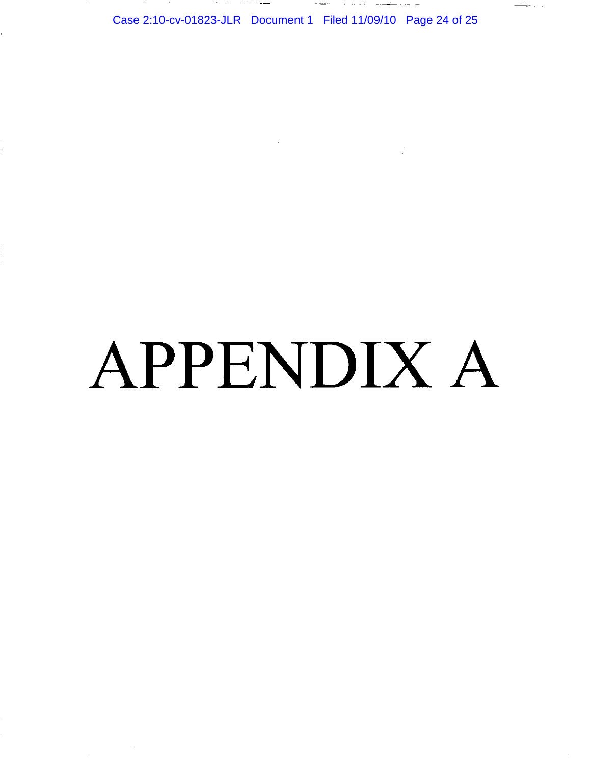# APPENDIX A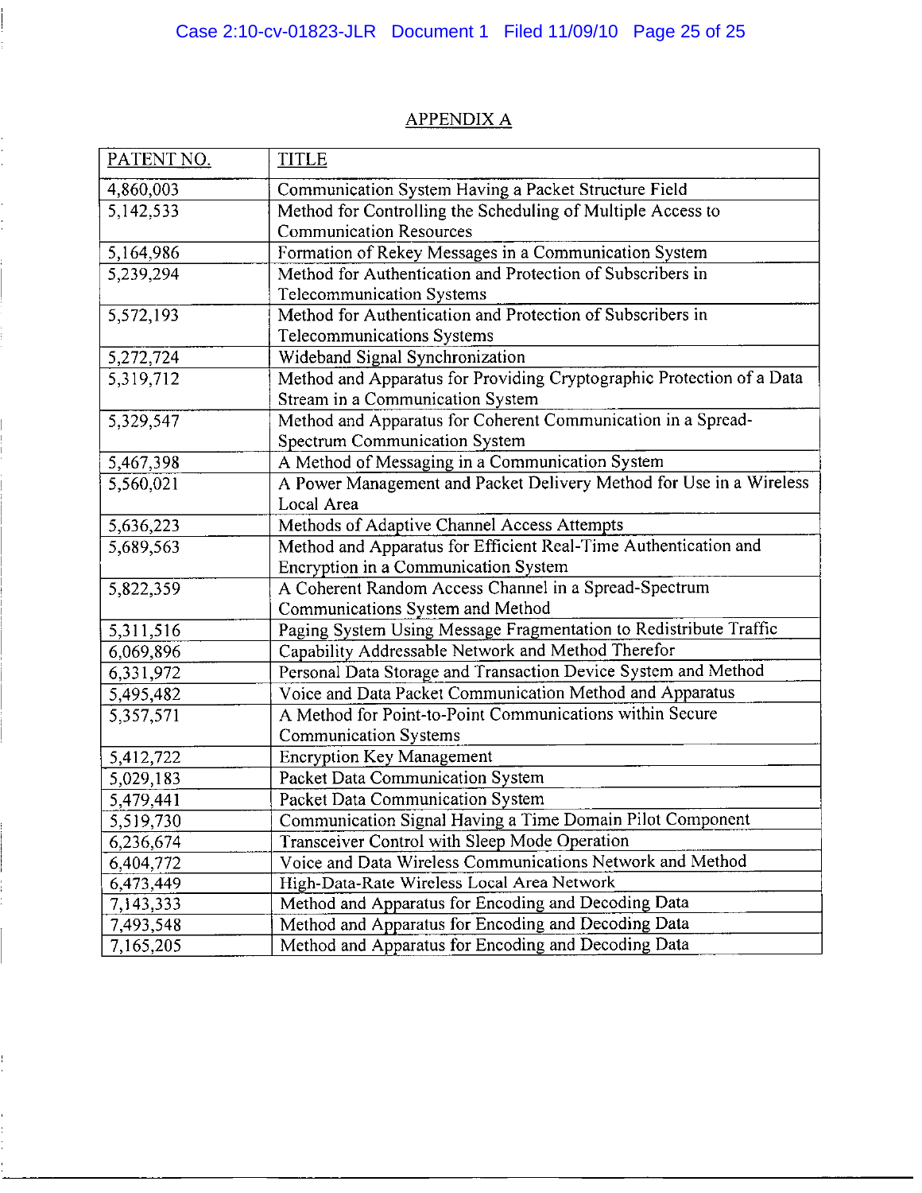## APPENDIX A

| PATENT NO. | TITLE |
|---|---|
| 4,860,003 | Communication System Having a Packet Structure Field |
| 5,142,533 | Method for Controlling the Scheduling of Multiple Access to Communication Resources |
| 5,164,986 | Formation of Rekey Messages in a Communication System |
| 5,239,294 | Method for Authentication and Protection of Subscribers in Telecommunication Systems |
| 5,572,193 | Method for Authentication and Protection of Subscribers in Telecommunications Systems |
| 5,272,724 | Wideband Signal Synchronization |
| 5,319,712 | Method and Apparatus for Providing Cryptographic Protection of a Data Stream in a Communication System |
| 5,329,547 | Method and Apparatus for Coherent Communication in a Spread-Spectrum Communication System |
| 5,467,398 | A Method of Messaging in a Communication System |
| 5,560,021 | A Power Management and Packet Delivery Method for Use in a Wireless Local Area |
| 5,636,223 | Methods of Adaptive Channel Access Attempts |
| 5,689,563 | Method and Apparatus for Efficient Real-Time Authentication and Encryption in a Communication System |
| 5,822,359 | A Coherent Random Access Channel in a Spread-Spectrum Communications System and Method |
| 5,311,516 | Paging System Using Message Fragmentation to Redistribute Traffic |
| 6,069,896 | Capability Addressable Network and Method Therefor |
| 6,331,972 | Personal Data Storage and Transaction Device System and Method |
| 5,495,482 | Voice and Data Packet Communication Method and Apparatus |
| 5,357,571 | A Method for Point-to-Point Communications within Secure Communication Systems |
| 5,412,722 | Encryption Key Management |
| 5,029,183 | Packet Data Communication System |
| 5,479,441 | Packet Data Communication System |
| 5,519,730 | Communication Signal Having a Time Domain Pilot Component |
| 6,236,674 | Transceiver Control with Sleep Mode Operation |
| 6,404,772 | Voice and Data Wireless Communications Network and Method |
| 6,473,449 | High-Data-Rate Wireless Local Area Network |
| 7,143,333 | Method and Apparatus for Encoding and Decoding Data |
| 7,493,548 | Method and Apparatus for Encoding and Decoding Data |
| 7,165,205 | Method and Apparatus for Encoding and Decoding Data |